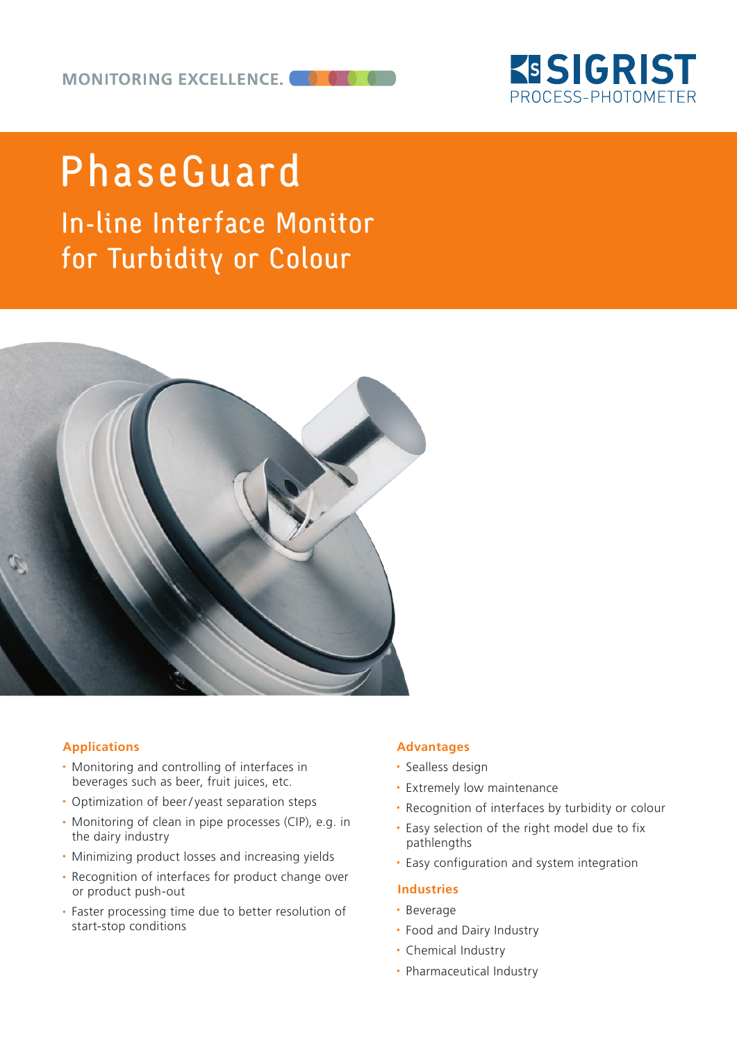MONITORING EXCELLENCE.

SIGRIST PROCESS-PHOTOMETER

# PhaseGuard

## In-line Interface Monitor for Turbidity or Colour

### Applications

- Monitoring and controlling of interfaces in beverages such as beer, fruit juices, etc.
- Optimization of beer/yeast separation steps
- Monitoring of clean in pipe processes (CIP), e.g. in the dairy industry
- Minimizing product losses and increasing yields
- Recognition of interfaces for product change over or product push-out
- Faster processing time due to better resolution of start-stop conditions

### Advantages

- Sealless design
- Extremely low maintenance
- Recognition of interfaces by turbidity or colour
- Easy selection of the right model due to fix pathlengths
- Easy configuration and system integration

### Industries

- Beverage
- Food and Dairy Industry
- Chemical Industry
- Pharmaceutical Industry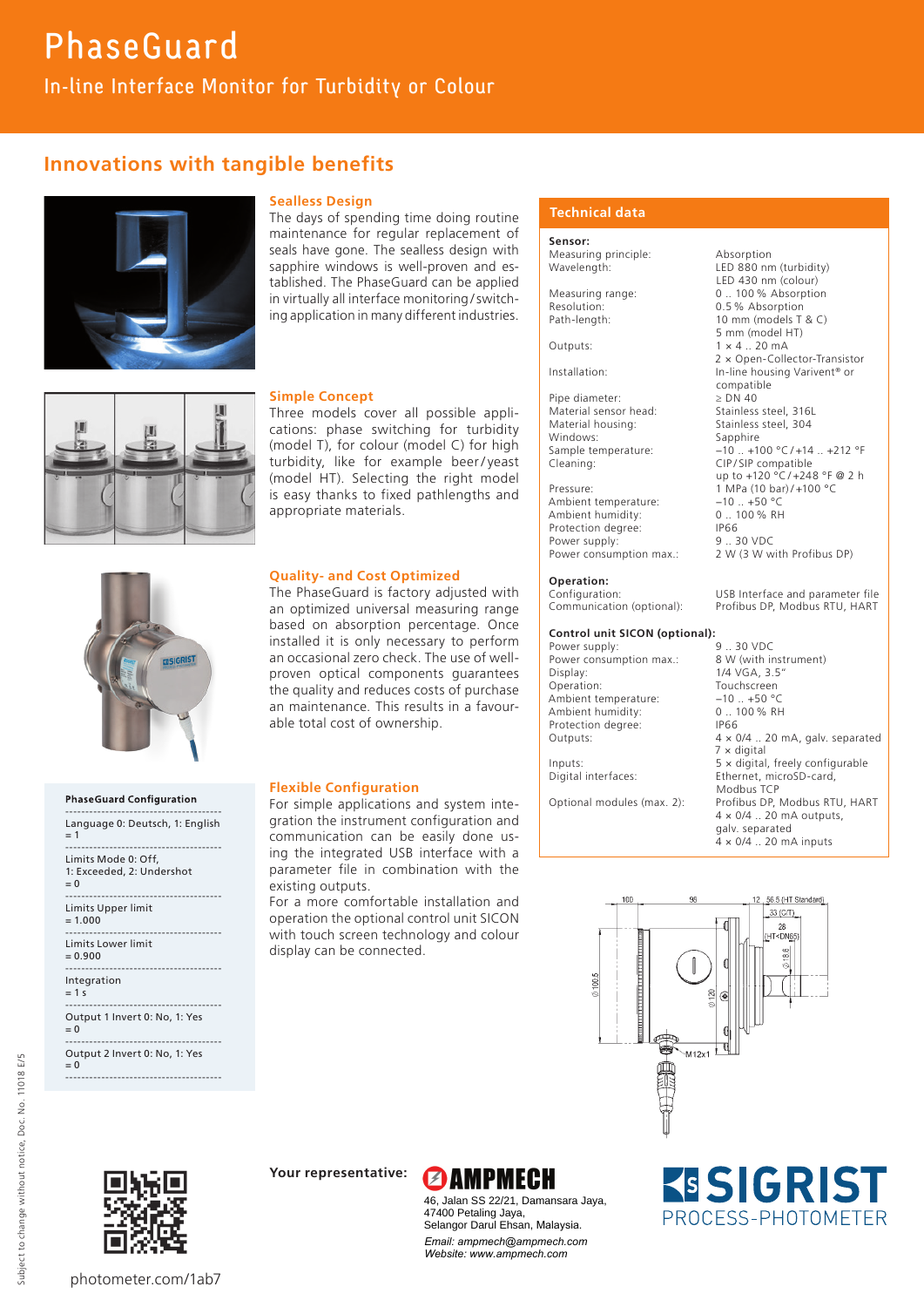# PhaseGuard

## In-line Interface Monitor for Turbidity or Colour

## Innovations with tangible benefits

### Sealless Design

The days of spending time doing routine maintenance for regular replacement of seals have gone. The sealless design with sapphire windows is well-proven and established. The PhaseGuard can be applied in virtually all interface monitoring/switching application in many different industries.

### Simple Concept

Three models cover all possible applications: phase switching for turbidity (model T), for colour (model C) for high turbidity, like for example beer/yeast (model HT). Selecting the right model is easy thanks to fixed pathlengths and appropriate materials.

### Quality- and Cost Optimized

The PhaseGuard is factory adjusted with an optimized universal measuring range based on absorption percentage. Once installed it is only necessary to perform an occasional zero check. The use of well-proven optical components guarantees the quality and reduces costs of purchase an maintenance. This results in a favourable total cost of ownership.

### Flexible Configuration

For simple applications and system integration the instrument configuration and communication can be easily done using the integrated USB interface with a parameter file in combination with the existing outputs.

For a more comfortable installation and operation the optional control unit SICON with touch screen technology and colour display can be connected.

**PhaseGuard Configuration**

```
Language 0: Deutsch, 1: English
= 1
--------------------------------
Limits Mode 0: Off,
1: Exceeded, 2: Undershot
= 0
--------------------------------
Limits Upper limit
= 1.000
--------------------------------
Limits Lower limit
= 0.900
--------------------------------
Integration
= 1 s
--------------------------------
Output 1 Invert 0: No, 1: Yes
= 0
--------------------------------
Output 2 Invert 0: No, 1: Yes
= 0
--------------------------------
```

## Technical data

| | |
|---|---|
| **Sensor:** | |
| Measuring principle: | Absorption |
| Wavelength: | LED 880 nm (turbidity)<br>LED 430 nm (colour) |
| Measuring range: | 0 .. 100 % Absorption |
| Resolution: | 0.5 % Absorption |
| Path-length: | 10 mm (models T & C)<br>5 mm (model HT) |
| Outputs: | 1 × 4 .. 20 mA<br>2 × Open-Collector-Transistor |
| Installation: | In-line housing Varivent® or compatible |
| Pipe diameter: | ≥ DN 40 |
| Material sensor head: | Stainless steel, 316L |
| Material housing: | Stainless steel, 304 |
| Windows: | Sapphire |
| Sample temperature: | −10 .. +100 °C / +14 .. +212 °F |
| Cleaning: | CIP/SIP compatible<br>up to +120 °C / +248 °F @ 2 h |
| Pressure: | 1 MPa (10 bar) / +100 °C |
| Ambient temperature: | −10 .. +50 °C |
| Ambient humidity: | 0 .. 100 % RH |
| Protection degree: | IP66 |
| Power supply: | 9 .. 30 VDC |
| Power consumption max.: | 2 W (3 W with Profibus DP) |
| **Operation:** | |
| Configuration: | USB Interface and parameter file |
| Communication (optional): | Profibus DP, Modbus RTU, HART |
| **Control unit SICON (optional):** | |
| Power supply: | 9 .. 30 VDC |
| Power consumption max.: | 8 W (with instrument) |
| Display: | 1/4 VGA, 3.5" |
| Operation: | Touchscreen |
| Ambient temperature: | −10 .. +50 °C |
| Ambient humidity: | 0 .. 100 % RH |
| Protection degree: | IP66 |
| Outputs: | 4 × 0/4 .. 20 mA, galv. separated<br>7 × digital |
| Inputs: | 5 × digital, freely configurable |
| Digital interfaces: | Ethernet, microSD-card, Modbus TCP |
| Optional modules (max. 2): | Profibus DP, Modbus RTU, HART<br>4 × 0/4 .. 20 mA outputs, galv. separated<br>4 × 0/4 .. 20 mA inputs |

100
98
12 56.5 (HT Standard)
33 (C/T)
28 (HT<DN65)
Ø 18.6
Ø 100.5
Ø 120
M12x1

photometer.com/1ab7

**Your representative:**

AMPMECH
46, Jalan SS 22/21, Damansara Jaya,
47400 Petaling Jaya,
Selangor Darul Ehsan, Malaysia.
*Email: ampmech@ampmech.com*
*Website: www.ampmech.com*

SIGRIST PROCESS-PHOTOMETER

Subject to change without notice, Doc. No. 11018 E/5